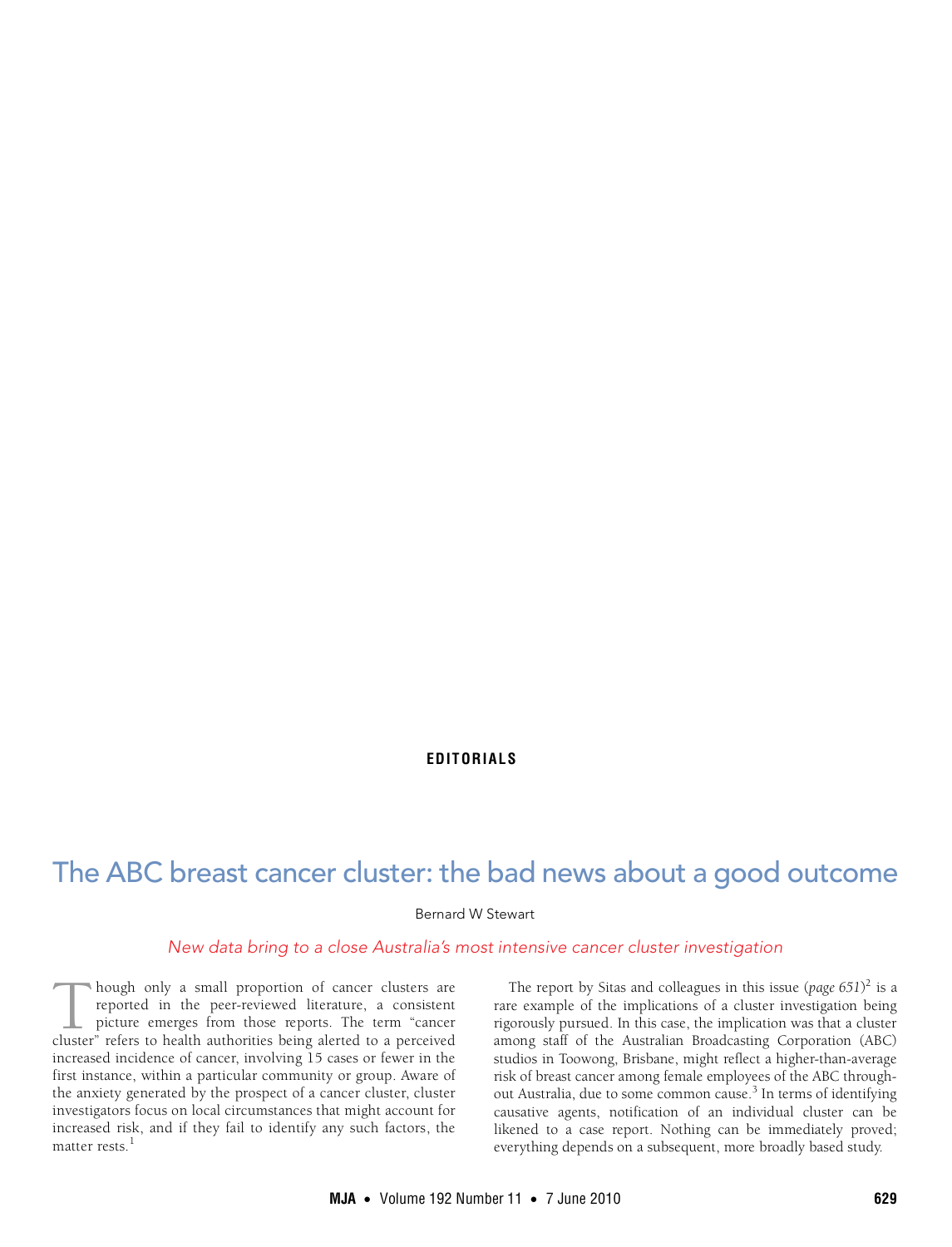EDITORIALS

# The ABC breast cancer cluster: the bad news about a good outcome

Bernard W Stewart

*New data bring to a close Australia's most intensive cancer cluster investigation*

Though only a small proportion of cancer clusters are reported in the peer-reviewed literature, a consistent picture emerges from those reports. The term "cancer cluster" refers to health authorities being alerted to a perceived increased incidence of cancer, involving 15 cases or fewer in the first instance, within a particular community or group. Aware of the anxiety generated by the prospect of a cancer cluster, cluster investigators focus on local circumstances that might account for increased risk, and if they fail to identify any such factors, the matter rests.[1]

The report by Sitas and colleagues in this issue (*page 651*)[2] is a rare example of the implications of a cluster investigation being rigorously pursued. In this case, the implication was that a cluster among staff of the Australian Broadcasting Corporation (ABC) studios in Toowong, Brisbane, might reflect a higher-than-average risk of breast cancer among female employees of the ABC throughout Australia, due to some common cause.[3] In terms of identifying causative agents, notification of an individual cluster can be likened to a case report. Nothing can be immediately proved; everything depends on a subsequent, more broadly based study.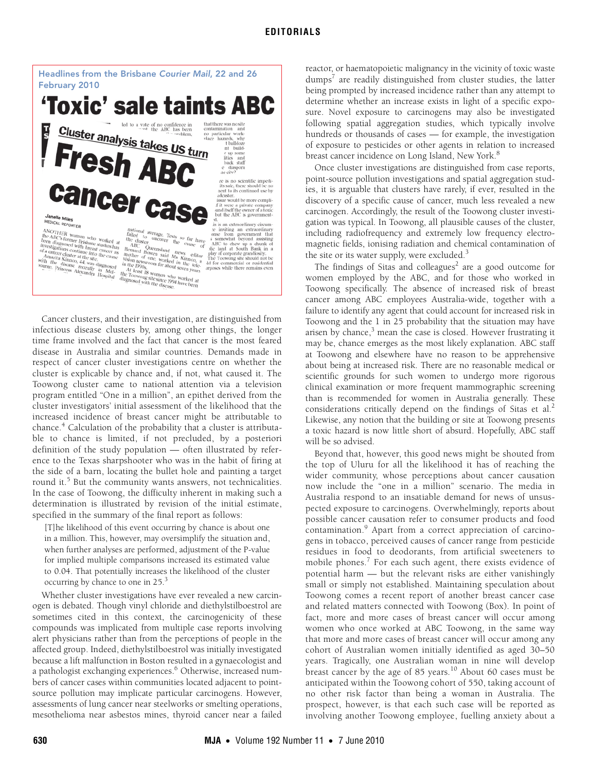Headlines from the Brisbane *Courier Mail*, 22 and 26 February 2010

# 'Toxic' sale taints ABC

## Cluster analysis takes US turn

# Fresh ABC cancer case

Cancer clusters, and their investigation, are distinguished from infectious disease clusters by, among other things, the longer time frame involved and the fact that cancer is the most feared disease in Australia and similar countries. Demands made in respect of cancer cluster investigations centre on whether the cluster is explicable by chance and, if not, what caused it. The Toowong cluster came to national attention via a television program entitled "One in a million", an epithet derived from the cluster investigators' initial assessment of the likelihood that the increased incidence of breast cancer might be attributable to chance.[4] Calculation of the probability that a cluster is attributable to chance is limited, if not precluded, by a posteriori definition of the study population — often illustrated by reference to the Texas sharpshooter who was in the habit of firing at the side of a barn, locating the bullet hole and painting a target round it.[5] But the community wants answers, not technicalities. In the case of Toowong, the difficulty inherent in making such a determination is illustrated by revision of the initial estimate, specified in the summary of the final report as follows:

> [T]he likelihood of this event occurring by chance is about one in a million. This, however, may oversimplify the situation and, when further analyses are performed, adjustment of the P-value for implied multiple comparisons increased its estimated value to 0.04. That potentially increases the likelihood of the cluster occurring by chance to one in 25.[3]

Whether cluster investigations have ever revealed a new carcinogen is debated. Though vinyl chloride and diethylstilboestrol are sometimes cited in this context, the carcinogenicity of these compounds was implicated from multiple case reports involving alert physicians rather than from the perceptions of people in the affected group. Indeed, diethylstilboestrol was initially investigated because a lift malfunction in Boston resulted in a gynaecologist and a pathologist exchanging experiences.[6] Otherwise, increased numbers of cancer cases within communities located adjacent to point-source pollution may implicate particular carcinogens. However, assessments of lung cancer near steelworks or smelting operations, mesothelioma near asbestos mines, thyroid cancer near a failed reactor, or haematopoietic malignancy in the vicinity of toxic waste dumps[7] are readily distinguished from cluster studies, the latter being prompted by increased incidence rather than any attempt to determine whether an increase exists in light of a specific exposure. Novel exposure to carcinogens may also be investigated following spatial aggregation studies, which typically involve hundreds or thousands of cases — for example, the investigation of exposure to pesticides or other agents in relation to increased breast cancer incidence on Long Island, New York.[8]

Once cluster investigations are distinguished from case reports, point-source pollution investigations and spatial aggregation studies, it is arguable that clusters have rarely, if ever, resulted in the discovery of a specific cause of cancer, much less revealed a new carcinogen. Accordingly, the result of the Toowong cluster investigation was typical. In Toowong, all plausible causes of the cluster, including radiofrequency and extremely low frequency electromagnetic fields, ionising radiation and chemical contamination of the site or its water supply, were excluded.[3]

The findings of Sitas and colleagues[2] are a good outcome for women employed by the ABC, and for those who worked in Toowong specifically. The absence of increased risk of breast cancer among ABC employees Australia-wide, together with a failure to identify any agent that could account for increased risk in Toowong and the 1 in 25 probability that the situation may have arisen by chance,[3] mean the case is closed. However frustrating it may be, chance emerges as the most likely explanation. ABC staff at Toowong and elsewhere have no reason to be apprehensive about being at increased risk. There are no reasonable medical or scientific grounds for such women to undergo more rigorous clinical examination or more frequent mammographic screening than is recommended for women in Australia generally. These considerations critically depend on the findings of Sitas et al.[2] Likewise, any notion that the building or site at Toowong presents a toxic hazard is now little short of absurd. Hopefully, ABC staff will be so advised.

Beyond that, however, this good news might be shouted from the top of Uluru for all the likelihood it has of reaching the wider community, whose perceptions about cancer causation now include the "one in a million" scenario. The media in Australia respond to an insatiable demand for news of unsuspected exposure to carcinogens. Overwhelmingly, reports about possible cancer causation refer to consumer products and food contamination.[9] Apart from a correct appreciation of carcinogens in tobacco, perceived causes of cancer range from pesticide residues in food to deodorants, from artificial sweeteners to mobile phones.[7] For each such agent, there exists evidence of potential harm — but the relevant risks are either vanishingly small or simply not established. Maintaining speculation about Toowong comes a recent report of another breast cancer case and related matters connected with Toowong (Box). In point of fact, more and more cases of breast cancer will occur among women who once worked at ABC Toowong, in the same way that more and more cases of breast cancer will occur among any cohort of Australian women initially identified as aged 30–50 years. Tragically, one Australian woman in nine will develop breast cancer by the age of 85 years.[10] About 60 cases must be anticipated within the Toowong cohort of 550, taking account of no other risk factor than being a woman in Australia. The prospect, however, is that each such case will be reported as involving another Toowong employee, fuelling anxiety about a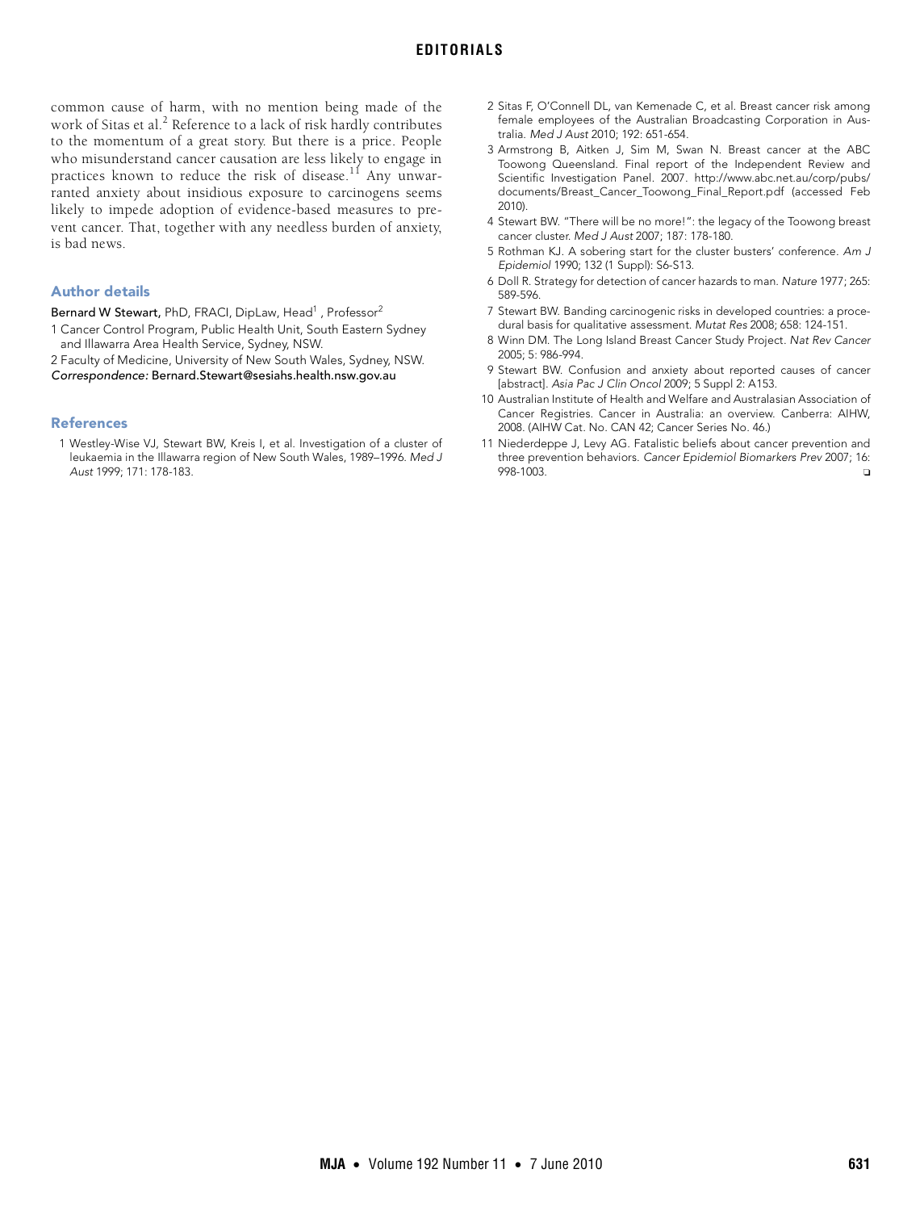common cause of harm, with no mention being made of the work of Sitas et al.[2] Reference to a lack of risk hardly contributes to the momentum of a great story. But there is a price. People who misunderstand cancer causation are less likely to engage in practices known to reduce the risk of disease.[11] Any unwarranted anxiety about insidious exposure to carcinogens seems likely to impede adoption of evidence-based measures to prevent cancer. That, together with any needless burden of anxiety, is bad news.

## Author details

**Bernard W Stewart,** PhD, FRACI, DipLaw, Head[1], Professor[2]

1 Cancer Control Program, Public Health Unit, South Eastern Sydney and Illawarra Area Health Service, Sydney, NSW.

2 Faculty of Medicine, University of New South Wales, Sydney, NSW.

*Correspondence:* Bernard.Stewart@sesiahs.health.nsw.gov.au

## References

1 Westley-Wise VJ, Stewart BW, Kreis I, et al. Investigation of a cluster of leukaemia in the Illawarra region of New South Wales, 1989–1996. *Med J Aust* 1999; 171: 178-183.

2 Sitas F, O'Connell DL, van Kemenade C, et al. Breast cancer risk among female employees of the Australian Broadcasting Corporation in Australia. *Med J Aust* 2010; 192: 651-654.

3 Armstrong B, Aitken J, Sim M, Swan N. Breast cancer at the ABC Toowong Queensland. Final report of the Independent Review and Scientific Investigation Panel. 2007. http://www.abc.net.au/corp/pubs/documents/Breast_Cancer_Toowong_Final_Report.pdf (accessed Feb 2010).

4 Stewart BW. "There will be no more!": the legacy of the Toowong breast cancer cluster. *Med J Aust* 2007; 187: 178-180.

5 Rothman KJ. A sobering start for the cluster busters' conference. *Am J Epidemiol* 1990; 132 (1 Suppl): S6-S13.

6 Doll R. Strategy for detection of cancer hazards to man. *Nature* 1977; 265: 589-596.

7 Stewart BW. Banding carcinogenic risks in developed countries: a procedural basis for qualitative assessment. *Mutat Res* 2008; 658: 124-151.

8 Winn DM. The Long Island Breast Cancer Study Project. *Nat Rev Cancer* 2005; 5: 986-994.

9 Stewart BW. Confusion and anxiety about reported causes of cancer [abstract]. *Asia Pac J Clin Oncol* 2009; 5 Suppl 2: A153.

10 Australian Institute of Health and Welfare and Australasian Association of Cancer Registries. Cancer in Australia: an overview. Canberra: AIHW, 2008. (AIHW Cat. No. CAN 42; Cancer Series No. 46.)

11 Niederdeppe J, Levy AG. Fatalistic beliefs about cancer prevention and three prevention behaviors. *Cancer Epidemiol Biomarkers Prev* 2007; 16: 998-1003.